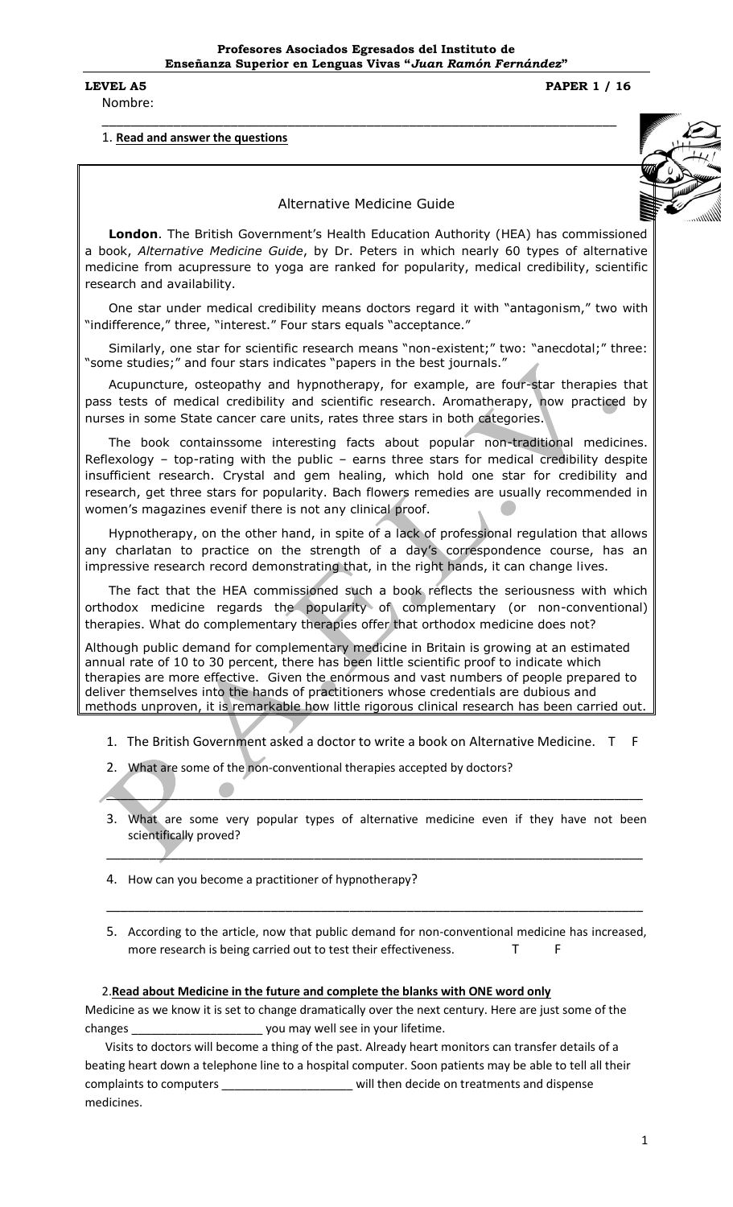**Profesores Asociados Egresados del Instituto de Enseñanza Superior en Lenguas Vivas "*Juan Ramón Fernández*"**

**LEVEL A5** **PAPER 1 / 16**

Nombre: ___________________________________________________________________________

1. **Read and answer the questions**

## Alternative Medicine Guide

**London**. The British Government's Health Education Authority (HEA) has commissioned a book, *Alternative Medicine Guide*, by Dr. Peters in which nearly 60 types of alternative medicine from acupressure to yoga are ranked for popularity, medical credibility, scientific research and availability.

One star under medical credibility means doctors regard it with "antagonism," two with "indifference," three, "interest." Four stars equals "acceptance."

Similarly, one star for scientific research means "non-existent;" two: "anecdotal;" three: "some studies;" and four stars indicates "papers in the best journals."

Acupuncture, osteopathy and hypnotherapy, for example, are four-star therapies that pass tests of medical credibility and scientific research. Aromatherapy, now practiced by nurses in some State cancer care units, rates three stars in both categories.

The book containssome interesting facts about popular non-traditional medicines. Reflexology – top-rating with the public – earns three stars for medical credibility despite insufficient research. Crystal and gem healing, which hold one star for credibility and research, get three stars for popularity. Bach flowers remedies are usually recommended in women's magazines evenif there is not any clinical proof.

Hypnotherapy, on the other hand, in spite of a lack of professional regulation that allows any charlatan to practice on the strength of a day's correspondence course, has an impressive research record demonstrating that, in the right hands, it can change lives.

The fact that the HEA commissioned such a book reflects the seriousness with which orthodox medicine regards the popularity of complementary (or non-conventional) therapies. What do complementary therapies offer that orthodox medicine does not?

Although public demand for complementary medicine in Britain is growing at an estimated annual rate of 10 to 30 percent, there has been little scientific proof to indicate which therapies are more effective. Given the enormous and vast numbers of people prepared to deliver themselves into the hands of practitioners whose credentials are dubious and methods unproven, it is remarkable how little rigorous clinical research has been carried out.

1. The British Government asked a doctor to write a book on Alternative Medicine. T F
2. What are some of the non-conventional therapies accepted by doctors?
   ___________________________________________________________________________
3. What are some very popular types of alternative medicine even if they have not been scientifically proved?
   ___________________________________________________________________________
4. How can you become a practitioner of hypnotherapy?
   ___________________________________________________________________________
5. According to the article, now that public demand for non-conventional medicine has increased, more research is being carried out to test their effectiveness. T F

2. **Read about Medicine in the future and complete the blanks with ONE word only**

Medicine as we know it is set to change dramatically over the next century. Here are just some of the changes ____________________ you may well see in your lifetime.

Visits to doctors will become a thing of the past. Already heart monitors can transfer details of a beating heart down a telephone line to a hospital computer. Soon patients may be able to tell all their complaints to computers ____________________ will then decide on treatments and dispense medicines.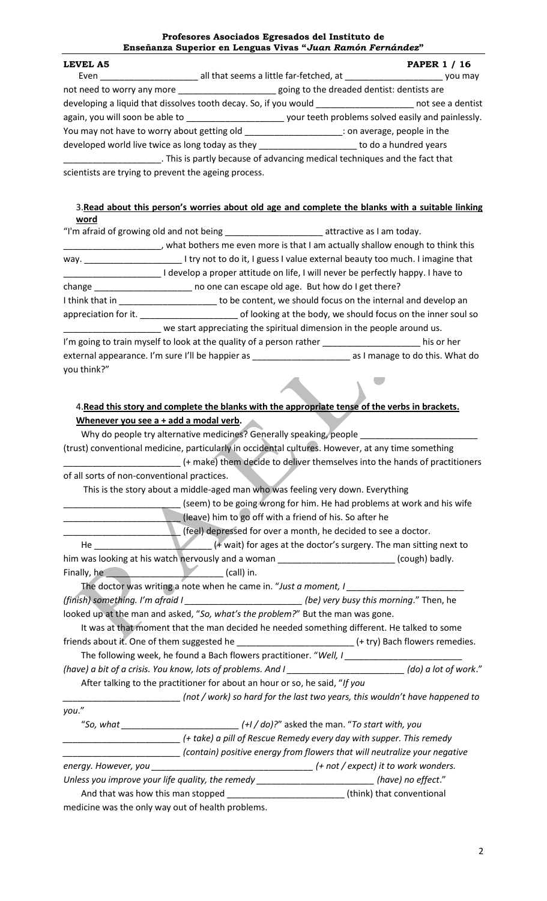**LEVEL A5** **PAPER 1 / 16**

Even ____________________ all that seems a little far-fetched, at ____________________ you may not need to worry any more ____________________ going to the dreaded dentist: dentists are developing a liquid that dissolves tooth decay. So, if you would ____________________ not see a dentist again, you will soon be able to ____________________ your teeth problems solved easily and painlessly. You may not have to worry about getting old ____________________: on average, people in the developed world live twice as long today as they ____________________ to do a hundred years ____________________. This is partly because of advancing medical techniques and the fact that scientists are trying to prevent the ageing process.

3. **Read about this person's worries about old age and complete the blanks with a suitable linking word**

"I'm afraid of growing old and not being ____________________ attractive as I am today. ____________________, what bothers me even more is that I am actually shallow enough to think this way. ____________________ I try not to do it, I guess I value external beauty too much. I imagine that ____________________ I develop a proper attitude on life, I will never be perfectly happy. I have to change ____________________ no one can escape old age. But how do I get there?
I think that in ____________________ to be content, we should focus on the internal and develop an appreciation for it. ____________________ of looking at the body, we should focus on the inner soul so ____________________ we start appreciating the spiritual dimension in the people around us.
I'm going to train myself to look at the quality of a person rather ____________________ his or her external appearance. I'm sure I'll be happier as ____________________ as I manage to do this. What do you think?"

4. **Read this story and complete the blanks with the appropriate tense of the verbs in brackets. Whenever you see a + add a modal verb.**

Why do people try alternative medicines? Generally speaking, people ________________________ (trust) conventional medicine, particularly in occidental cultures. However, at any time something ________________________ (+ make) them decide to deliver themselves into the hands of practitioners of all sorts of non-conventional practices.

This is the story about a middle-aged man who was feeling very down. Everything ________________________ (seem) to be going wrong for him. He had problems at work and his wife ________________________ (leave) him to go off with a friend of his. So after he ________________________ (feel) depressed for over a month, he decided to see a doctor.

He ________________________ (+ wait) for ages at the doctor's surgery. The man sitting next to him was looking at his watch nervously and a woman ________________________ (cough) badly. Finally, he ________________________ (call) in.

The doctor was writing a note when he came in. "*Just a moment, I ________________________ (finish) something. I'm afraid I ________________________ (be) very busy this morning*." Then, he looked up at the man and asked, "*So, what's the problem?*" But the man was gone.

It was at that moment that the man decided he needed something different. He talked to some friends about it. One of them suggested he ________________________ (+ try) Bach flowers remedies.

The following week, he found a Bach flowers practitioner. "*Well, I ________________________ (have) a bit of a crisis. You know, lots of problems. And I ________________________ (do) a lot of work*."

After talking to the practitioner for about an hour or so, he said, "*If you ________________________ (not / work) so hard for the last two years, this wouldn't have happened to you*."

"*So, what ________________________ (+I / do)?*" asked the man. "*To start with, you ________________________ (+ take) a pill of Rescue Remedy every day with supper. This remedy ________________________ (contain) positive energy from flowers that will neutralize your negative energy. However, you ________________________________ (+ not / expect) it to work wonders. Unless you improve your life quality, the remedy ________________________ (have) no effect*."

And that was how this man stopped ________________________ (think) that conventional medicine was the only way out of health problems.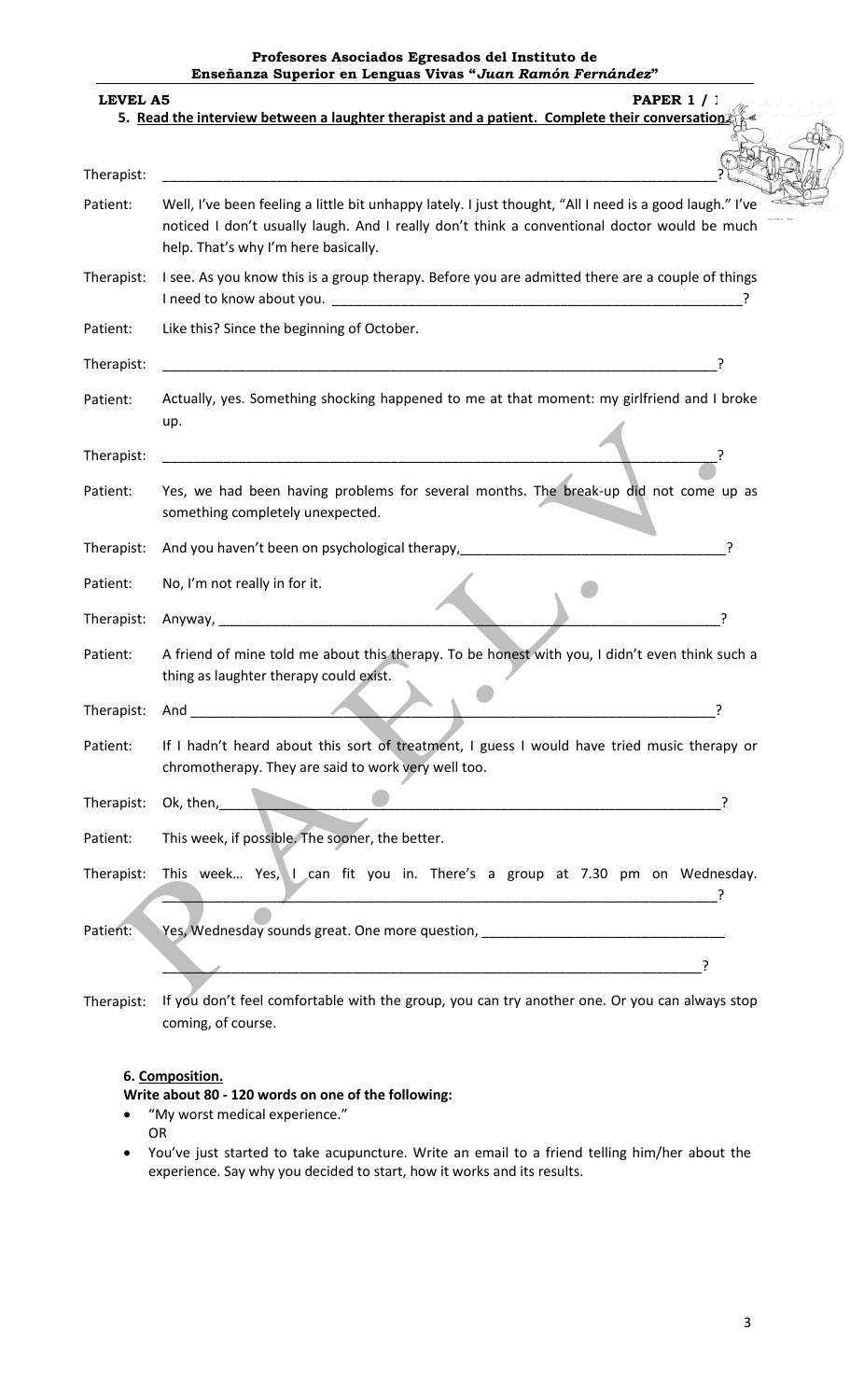**LEVEL A5** **PAPER 1 / 1**

**5. Read the interview between a laughter therapist and a patient. Complete their conversation.**

Therapist: ______________________________________________?

Patient: Well, I've been feeling a little bit unhappy lately. I just thought, "All I need is a good laugh." I've noticed I don't usually laugh. And I really don't think a conventional doctor would be much help. That's why I'm here basically.

Therapist: I see. As you know this is a group therapy. Before you are admitted there are a couple of things I need to know about you. ______________________________________________?

Patient: Like this? Since the beginning of October.

Therapist: ______________________________________________?

Patient: Actually, yes. Something shocking happened to me at that moment: my girlfriend and I broke up.

Therapist: ______________________________________________?

Patient: Yes, we had been having problems for several months. The break-up did not come up as something completely unexpected.

Therapist: And you haven't been on psychological therapy, ______________________________________________?

Patient: No, I'm not really in for it.

Therapist: Anyway, ______________________________________________?

Patient: A friend of mine told me about this therapy. To be honest with you, I didn't even think such a thing as laughter therapy could exist.

Therapist: And ______________________________________________?

Patient: If I hadn't heard about this sort of treatment, I guess I would have tried music therapy or chromotherapy. They are said to work very well too.

Therapist: Ok, then, ______________________________________________?

Patient: This week, if possible. The sooner, the better.

Therapist: This week… Yes, I can fit you in. There's a group at 7.30 pm on Wednesday. ______________________________________________?

Patient: Yes, Wednesday sounds great. One more question, ______________________________________________ ______________________________________________?

Therapist: If you don't feel comfortable with the group, you can try another one. Or you can always stop coming, of course.

**6. Composition.**

**Write about 80 - 120 words on one of the following:**

- "My worst medical experience."

  OR

- You've just started to take acupuncture. Write an email to a friend telling him/her about the experience. Say why you decided to start, how it works and its results.